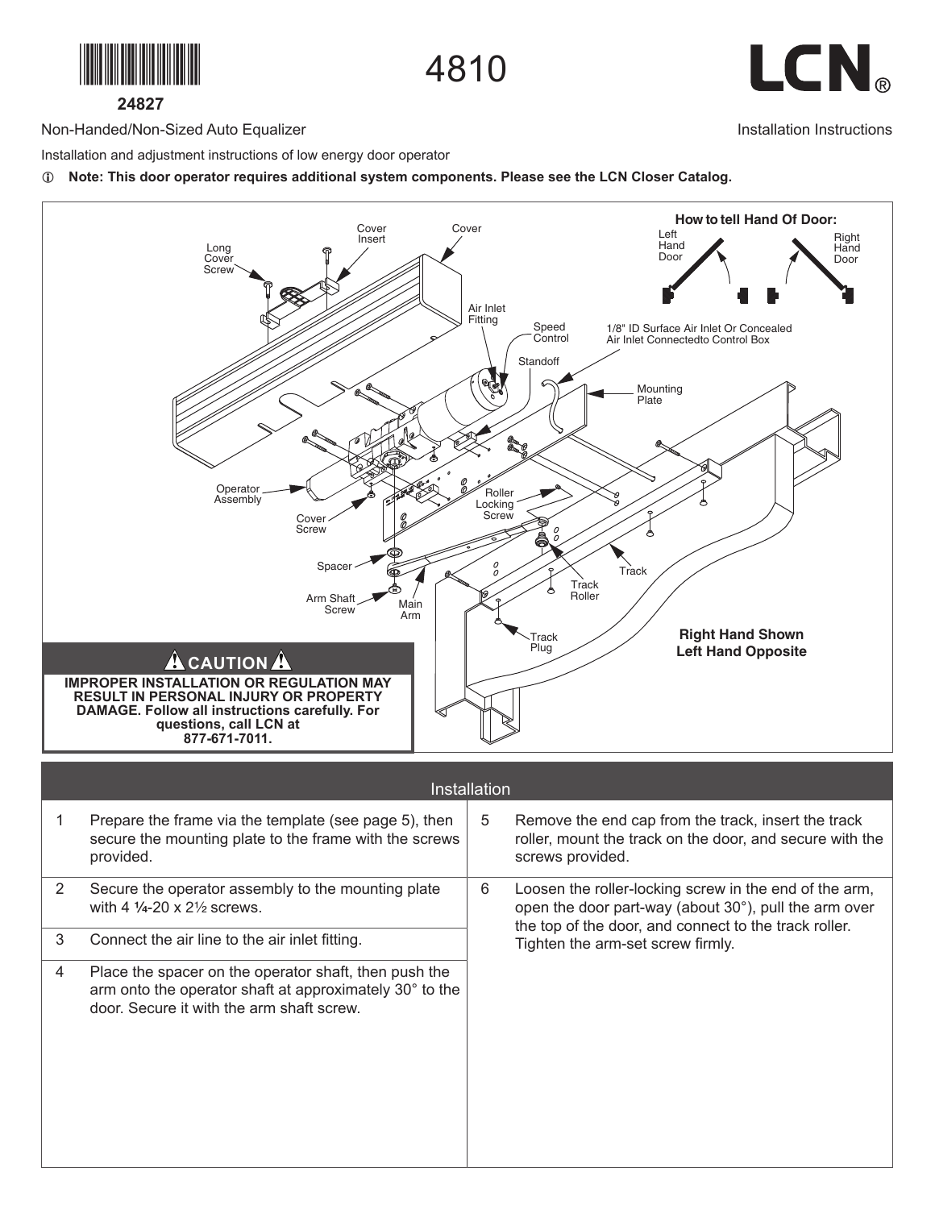24827

# 4810

LCN®

Non-Handed/Non-Sized Auto Equalizer

Installation Instructions

Installation and adjustment instructions of low energy door operator

ⓘ **Note: This door operator requires additional system components. Please see the LCN Closer Catalog.**

Long Cover Screw
Cover Insert
Cover
Air Inlet Fitting
Speed Control
Standoff
1/8" ID Surface Air Inlet Or Concealed Air Inlet Connectedto Control Box
Mounting Plate
Operator Assembly
Cover Screw
Roller Locking Screw
Spacer
Arm Shaft Screw
Main Arm
Track Roller
Track
Track Plug

**How to tell Hand Of Door:**

Left Hand Door

Right Hand Door

**Right Hand Shown**
**Left Hand Opposite**

**⚠ CAUTION ⚠**

**IMPROPER INSTALLATION OR REGULATION MAY RESULT IN PERSONAL INJURY OR PROPERTY DAMAGE. Follow all instructions carefully. For questions, call LCN at 877-671-7011.**

## Installation

1. Prepare the frame via the template (see page 5), then secure the mounting plate to the frame with the screws provided.
2. Secure the operator assembly to the mounting plate with 4 ¼-20 x 2½ screws.
3. Connect the air line to the air inlet fitting.
4. Place the spacer on the operator shaft, then push the arm onto the operator shaft at approximately 30° to the door. Secure it with the arm shaft screw.
5. Remove the end cap from the track, insert the track roller, mount the track on the door, and secure with the screws provided.
6. Loosen the roller-locking screw in the end of the arm, open the door part-way (about 30°), pull the arm over the top of the door, and connect to the track roller. Tighten the arm-set screw firmly.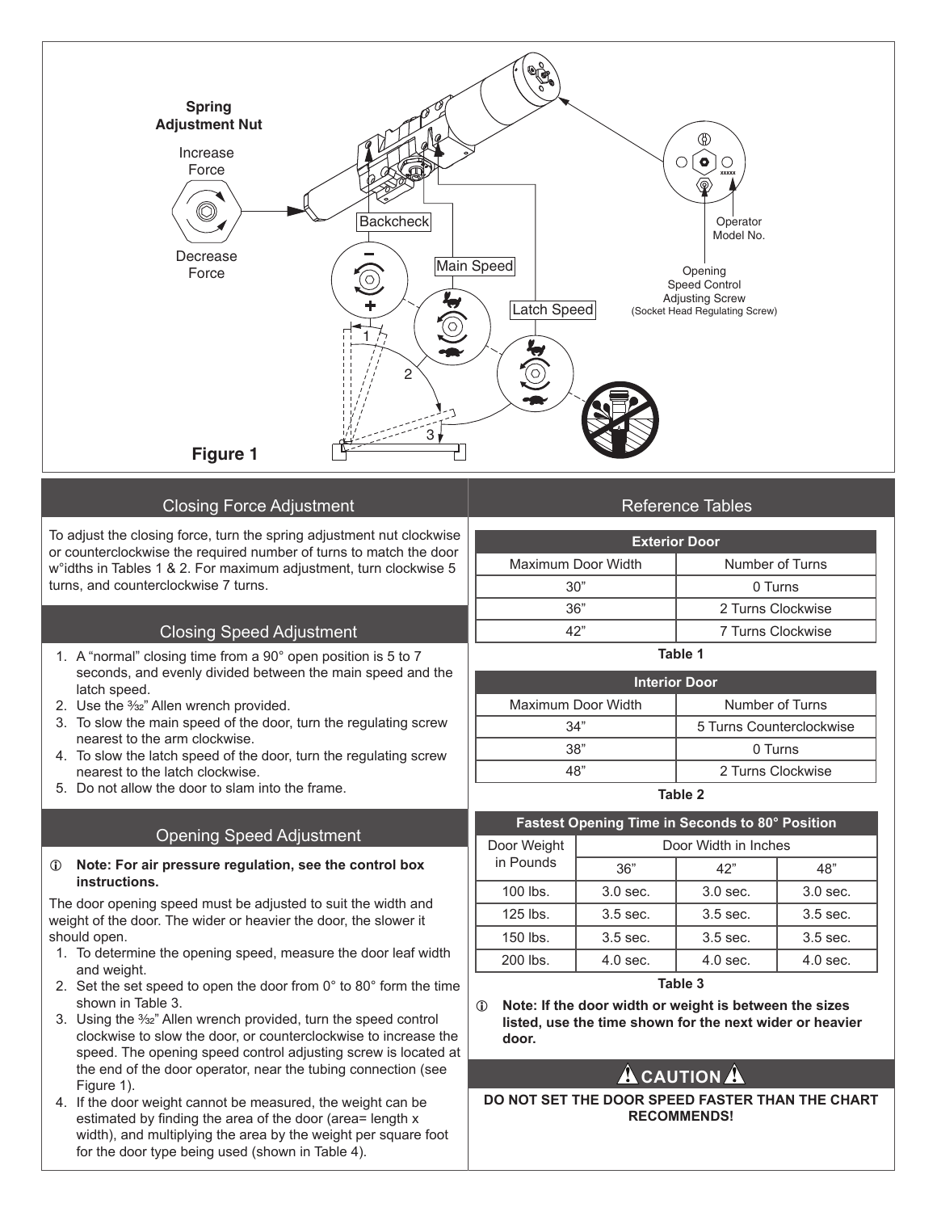**Spring Adjustment Nut**

Increase Force

Decrease Force

Backcheck

Main Speed

Latch Speed

Operator Model No.

Opening Speed Control Adjusting Screw (Socket Head Regulating Screw)

**Figure 1**

## Closing Force Adjustment

To adjust the closing force, turn the spring adjustment nut clockwise or counterclockwise the required number of turns to match the door w°idths in Tables 1 & 2. For maximum adjustment, turn clockwise 5 turns, and counterclockwise 7 turns.

## Closing Speed Adjustment

1. A "normal" closing time from a 90° open position is 5 to 7 seconds, and evenly divided between the main speed and the latch speed.
2. Use the 3⁄32" Allen wrench provided.
3. To slow the main speed of the door, turn the regulating screw nearest to the arm clockwise.
4. To slow the latch speed of the door, turn the regulating screw nearest to the latch clockwise.
5. Do not allow the door to slam into the frame.

## Opening Speed Adjustment

ⓘ **Note: For air pressure regulation, see the control box instructions.**

The door opening speed must be adjusted to suit the width and weight of the door. The wider or heavier the door, the slower it should open.

1. To determine the opening speed, measure the door leaf width and weight.
2. Set the set speed to open the door from 0° to 80° form the time shown in Table 3.
3. Using the 3⁄32" Allen wrench provided, turn the speed control clockwise to slow the door, or counterclockwise to increase the speed. The opening speed control adjusting screw is located at the end of the door operator, near the tubing connection (see Figure 1).
4. If the door weight cannot be measured, the weight can be estimated by finding the area of the door (area= length x width), and multiplying the area by the weight per square foot for the door type being used (shown in Table 4).

## Reference Tables

| Exterior Door | |
|---|---|
| Maximum Door Width | Number of Turns |
| 30" | 0 Turns |
| 36" | 2 Turns Clockwise |
| 42" | 7 Turns Clockwise |

**Table 1**

| Interior Door | |
|---|---|
| Maximum Door Width | Number of Turns |
| 34" | 5 Turns Counterclockwise |
| 38" | 0 Turns |
| 48" | 2 Turns Clockwise |

**Table 2**

| Fastest Opening Time in Seconds to 80° Position | | | |
|---|---|---|---|
| Door Weight in Pounds | Door Width in Inches | | |
| | 36" | 42" | 48" |
| 100 lbs. | 3.0 sec. | 3.0 sec. | 3.0 sec. |
| 125 lbs. | 3.5 sec. | 3.5 sec. | 3.5 sec. |
| 150 lbs. | 3.5 sec. | 3.5 sec. | 3.5 sec. |
| 200 lbs. | 4.0 sec. | 4.0 sec. | 4.0 sec. |

**Table 3**

ⓘ **Note: If the door width or weight is between the sizes listed, use the time shown for the next wider or heavier door.**

**⚠ CAUTION ⚠**

**DO NOT SET THE DOOR SPEED FASTER THAN THE CHART RECOMMENDS!**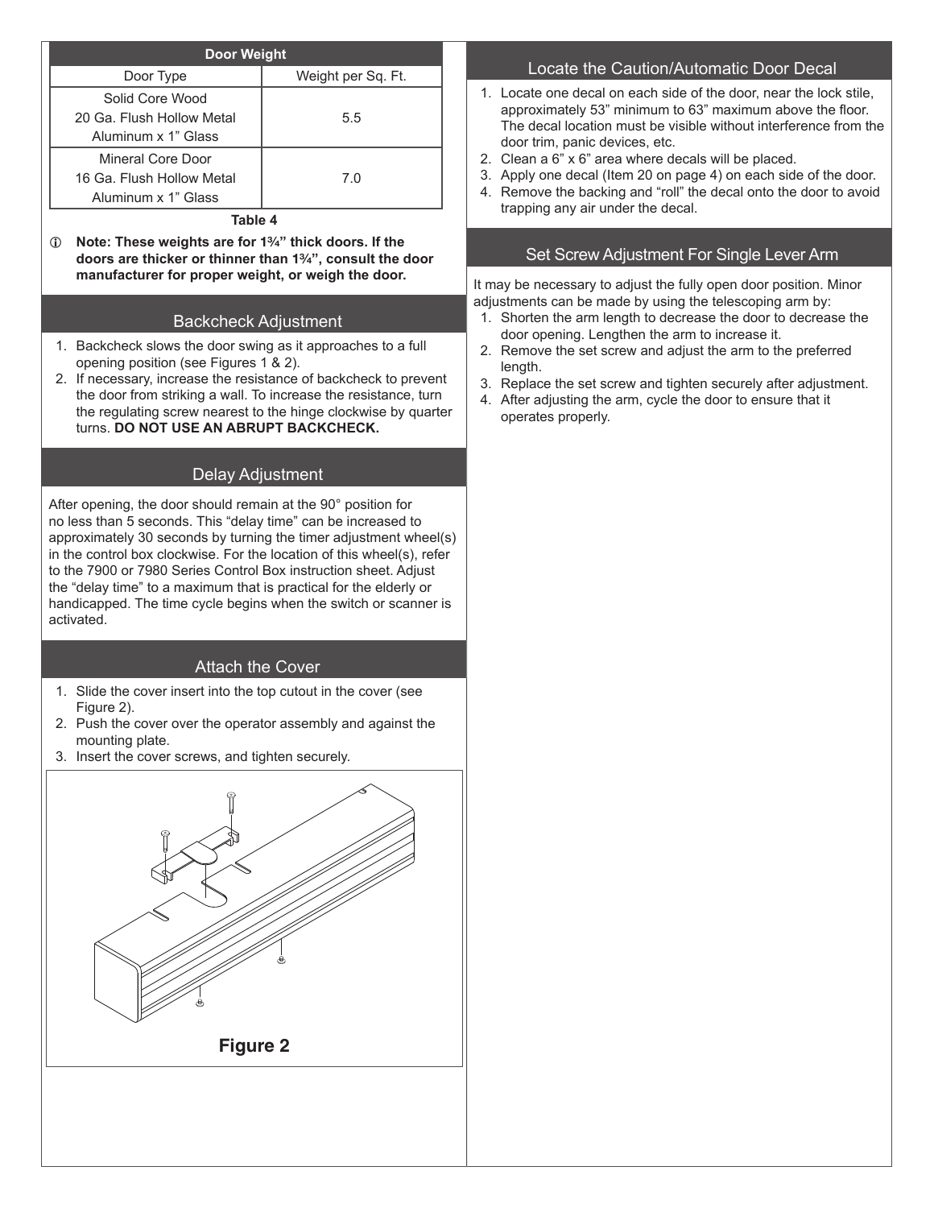| Door Weight | |
|---|---|
| Door Type | Weight per Sq. Ft. |
| Solid Core Wood<br>20 Ga. Flush Hollow Metal<br>Aluminum x 1" Glass | 5.5 |
| Mineral Core Door<br>16 Ga. Flush Hollow Metal<br>Aluminum x 1" Glass | 7.0 |

Table 4

ⓘ **Note: These weights are for 1¾" thick doors. If the doors are thicker or thinner than 1¾", consult the door manufacturer for proper weight, or weigh the door.**

## Backcheck Adjustment

1. Backcheck slows the door swing as it approaches to a full opening position (see Figures 1 & 2).
2. If necessary, increase the resistance of backcheck to prevent the door from striking a wall. To increase the resistance, turn the regulating screw nearest to the hinge clockwise by quarter turns. **DO NOT USE AN ABRUPT BACKCHECK.**

## Delay Adjustment

After opening, the door should remain at the 90° position for no less than 5 seconds. This "delay time" can be increased to approximately 30 seconds by turning the timer adjustment wheel(s) in the control box clockwise. For the location of this wheel(s), refer to the 7900 or 7980 Series Control Box instruction sheet. Adjust the "delay time" to a maximum that is practical for the elderly or handicapped. The time cycle begins when the switch or scanner is activated.

## Attach the Cover

1. Slide the cover insert into the top cutout in the cover (see Figure 2).
2. Push the cover over the operator assembly and against the mounting plate.
3. Insert the cover screws, and tighten securely.

**Figure 2**

## Locate the Caution/Automatic Door Decal

1. Locate one decal on each side of the door, near the lock stile, approximately 53" minimum to 63" maximum above the floor. The decal location must be visible without interference from the door trim, panic devices, etc.
2. Clean a 6" x 6" area where decals will be placed.
3. Apply one decal (Item 20 on page 4) on each side of the door.
4. Remove the backing and "roll" the decal onto the door to avoid trapping any air under the decal.

## Set Screw Adjustment For Single Lever Arm

It may be necessary to adjust the fully open door position. Minor adjustments can be made by using the telescoping arm by:

1. Shorten the arm length to decrease the door to decrease the door opening. Lengthen the arm to increase it.
2. Remove the set screw and adjust the arm to the preferred length.
3. Replace the set screw and tighten securely after adjustment.
4. After adjusting the arm, cycle the door to ensure that it operates properly.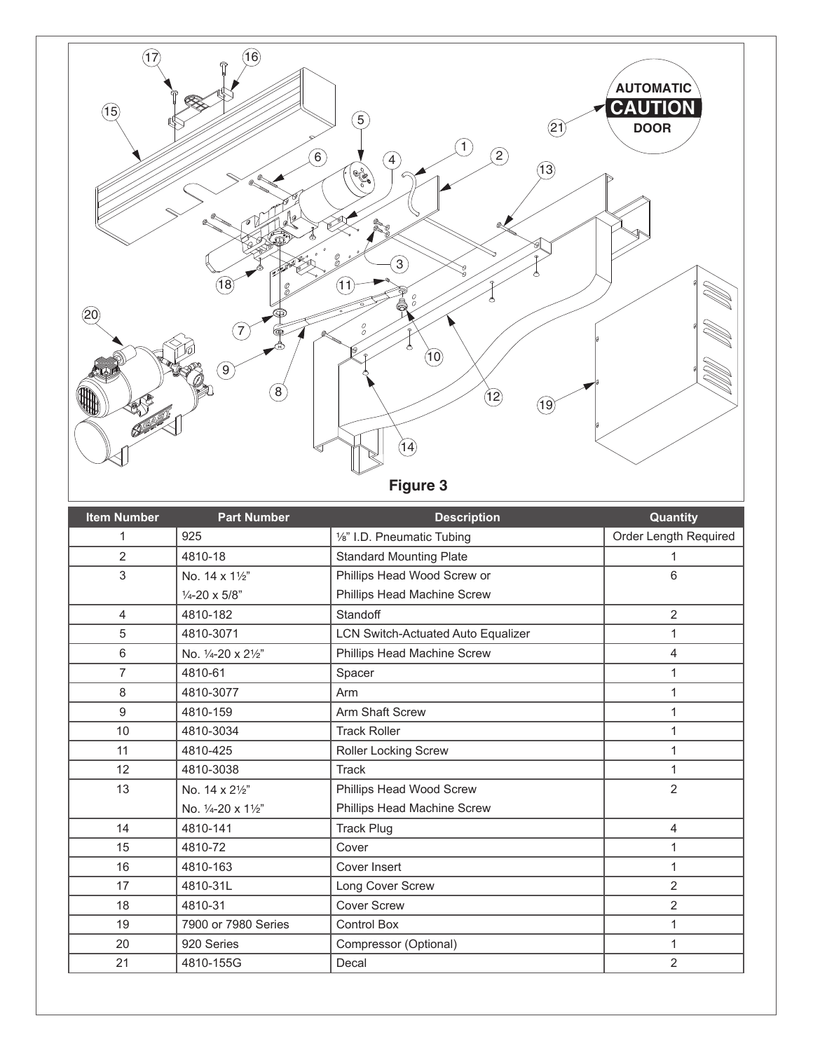Figure 3

| Item Number | Part Number | Description | Quantity |
|---|---|---|---|
| 1 | 925 | ⅛" I.D. Pneumatic Tubing | Order Length Required |
| 2 | 4810-18 | Standard Mounting Plate | 1 |
| 3 | No. 14 x 1½" | Phillips Head Wood Screw or | 6 |
| | ¼-20 x 5/8" | Phillips Head Machine Screw | |
| 4 | 4810-182 | Standoff | 2 |
| 5 | 4810-3071 | LCN Switch-Actuated Auto Equalizer | 1 |
| 6 | No. ¼-20 x 2½" | Phillips Head Machine Screw | 4 |
| 7 | 4810-61 | Spacer | 1 |
| 8 | 4810-3077 | Arm | 1 |
| 9 | 4810-159 | Arm Shaft Screw | 1 |
| 10 | 4810-3034 | Track Roller | 1 |
| 11 | 4810-425 | Roller Locking Screw | 1 |
| 12 | 4810-3038 | Track | 1 |
| 13 | No. 14 x 2½" | Phillips Head Wood Screw | 2 |
| | No. ¼-20 x 1½" | Phillips Head Machine Screw | |
| 14 | 4810-141 | Track Plug | 4 |
| 15 | 4810-72 | Cover | 1 |
| 16 | 4810-163 | Cover Insert | 1 |
| 17 | 4810-31L | Long Cover Screw | 2 |
| 18 | 4810-31 | Cover Screw | 2 |
| 19 | 7900 or 7980 Series | Control Box | 1 |
| 20 | 920 Series | Compressor (Optional) | 1 |
| 21 | 4810-155G | Decal | 2 |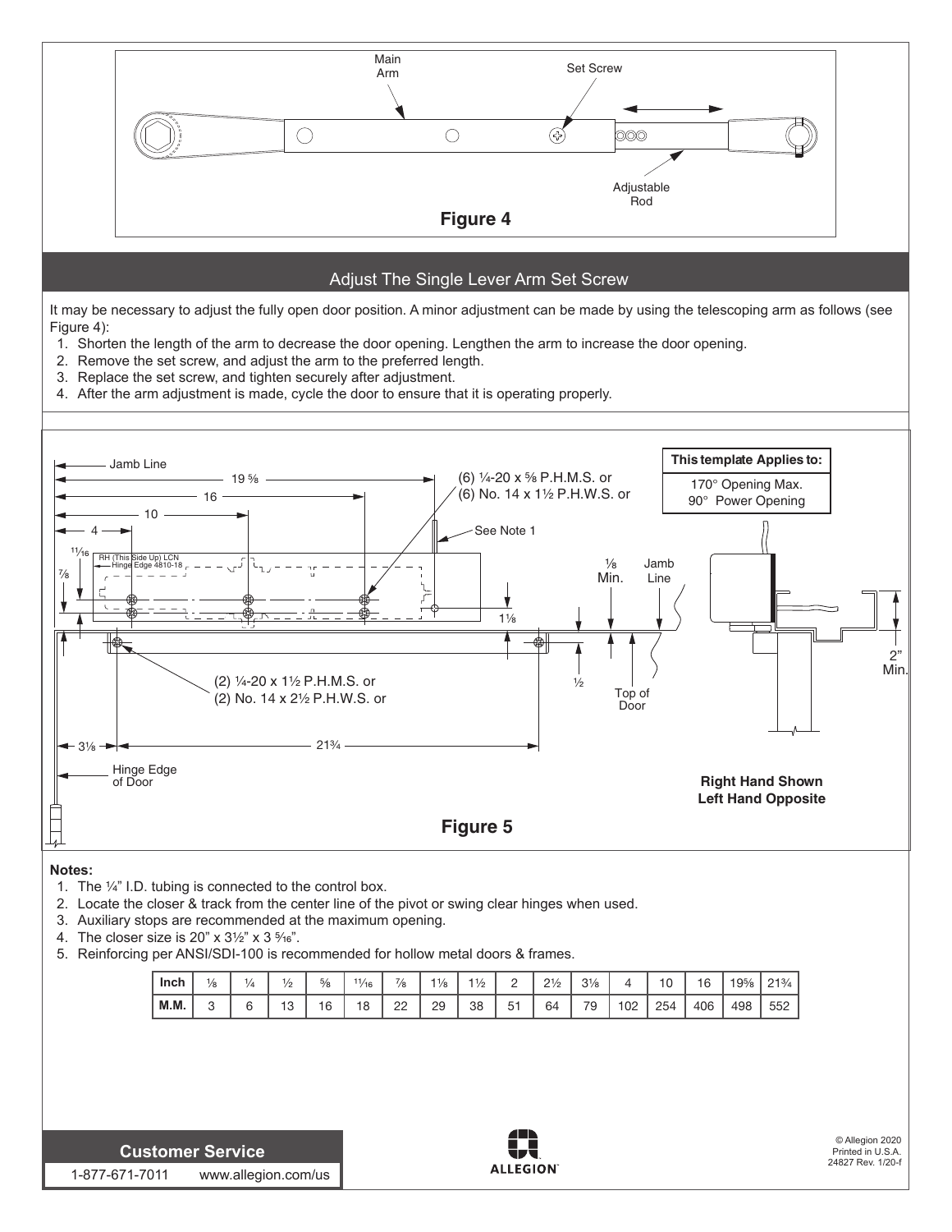Main Arm

Set Screw

Adjustable Rod

**Figure 4**

## Adjust The Single Lever Arm Set Screw

It may be necessary to adjust the fully open door position. A minor adjustment can be made by using the telescoping arm as follows (see Figure 4):

1. Shorten the length of the arm to decrease the door opening. Lengthen the arm to increase the door opening.
2. Remove the set screw, and adjust the arm to the preferred length.
3. Replace the set screw, and tighten securely after adjustment.
4. After the arm adjustment is made, cycle the door to ensure that it is operating properly.

Jamb Line

19 ⅝

16

10

4

¹¹⁄₁₆

⅞

RH (This Side Up) LCN Hinge Edge 4810-18

(6) ¼-20 x ⅝ P.H.M.S. or
(6) No. 14 x 1½ P.H.W.S. or

See Note 1

1⅛

⅛ Min.

Jamb Line

½

Top of Door

(2) ¼-20 x 1½ P.H.M.S. or
(2) No. 14 x 2½ P.H.W.S. or

3⅛

21¾

Hinge Edge of Door

**This template Applies to:**
170° Opening Max.
90° Power Opening

2" Min.

**Right Hand Shown**
**Left Hand Opposite**

**Figure 5**

**Notes:**

1. The ¼" I.D. tubing is connected to the control box.
2. Locate the closer & track from the center line of the pivot or swing clear hinges when used.
3. Auxiliary stops are recommended at the maximum opening.
4. The closer size is 20" x 3½" x 3 ⁵⁄₁₆".
5. Reinforcing per ANSI/SDI-100 is recommended for hollow metal doors & frames.

| **Inch** | ⅛ | ¼ | ½ | ⅝ | ¹¹⁄₁₆ | ⅞ | 1⅛ | 1½ | 2 | 2½ | 3⅛ | 4 | 10 | 16 | 19⅝ | 21¾ |
|---|---|---|---|---|---|---|---|---|---|---|---|---|---|---|---|---|
| **M.M.** | 3 | 6 | 13 | 16 | 18 | 22 | 29 | 38 | 51 | 64 | 79 | 102 | 254 | 406 | 498 | 552 |

**Customer Service**

1-877-671-7011 www.allegion.com/us

ALLEGION

© Allegion 2020
Printed in U.S.A.
24827 Rev. 1/20-f